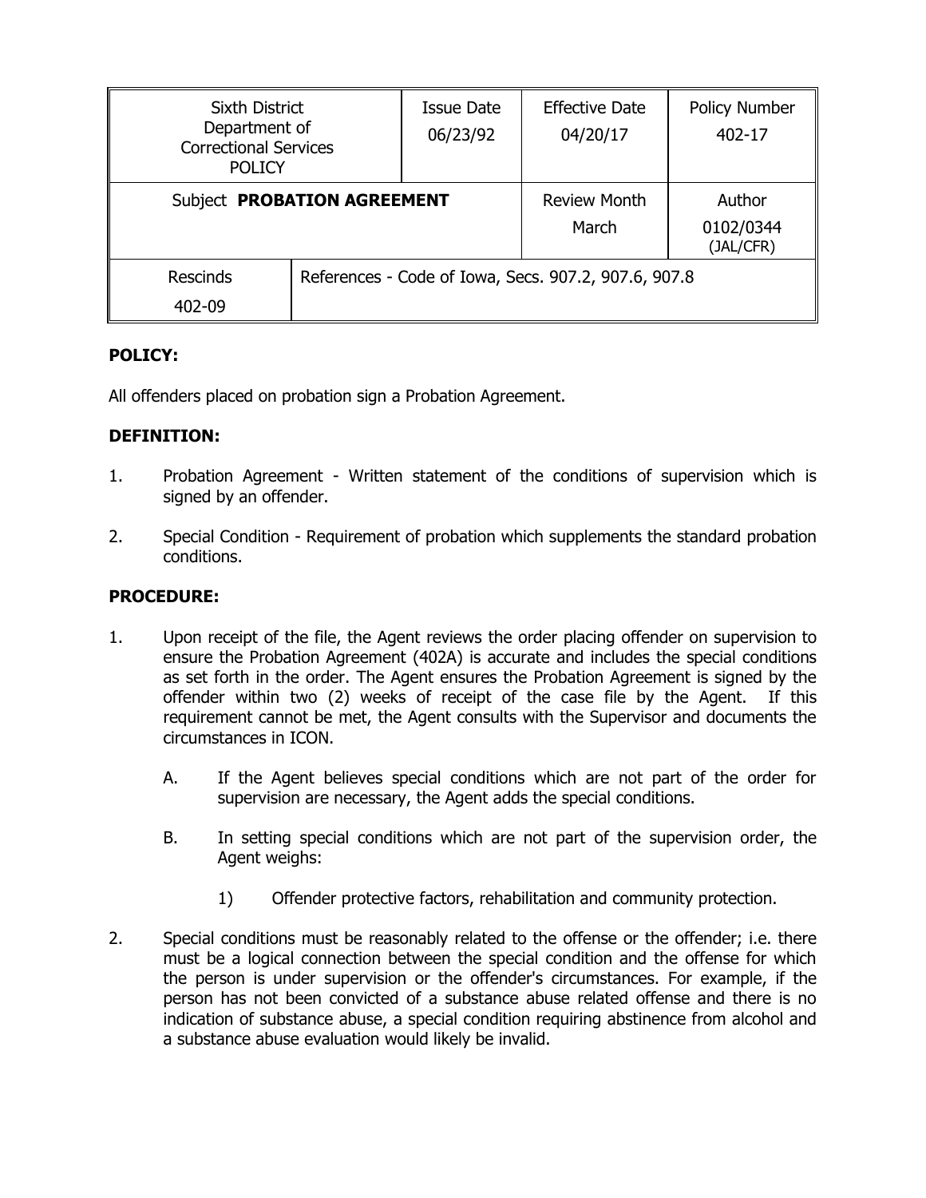| Sixth District Department of Correctional Services POLICY | | Issue Date 06/23/92 | Effective Date 04/20/17 | Policy Number 402-17 |
|---|---|---|---|---|
| Subject **PROBATION AGREEMENT** | | | Review Month March | Author 0102/0344 (JAL/CFR) |
| Rescinds 402-09 | References - Code of Iowa, Secs. 907.2, 907.6, 907.8 | | | |

**POLICY:**

All offenders placed on probation sign a Probation Agreement.

**DEFINITION:**

1. Probation Agreement - Written statement of the conditions of supervision which is signed by an offender.

2. Special Condition - Requirement of probation which supplements the standard probation conditions.

**PROCEDURE:**

1. Upon receipt of the file, the Agent reviews the order placing offender on supervision to ensure the Probation Agreement (402A) is accurate and includes the special conditions as set forth in the order. The Agent ensures the Probation Agreement is signed by the offender within two (2) weeks of receipt of the case file by the Agent. If this requirement cannot be met, the Agent consults with the Supervisor and documents the circumstances in ICON.

   A. If the Agent believes special conditions which are not part of the order for supervision are necessary, the Agent adds the special conditions.

   B. In setting special conditions which are not part of the supervision order, the Agent weighs:

      1) Offender protective factors, rehabilitation and community protection.

2. Special conditions must be reasonably related to the offense or the offender; i.e. there must be a logical connection between the special condition and the offense for which the person is under supervision or the offender's circumstances. For example, if the person has not been convicted of a substance abuse related offense and there is no indication of substance abuse, a special condition requiring abstinence from alcohol and a substance abuse evaluation would likely be invalid.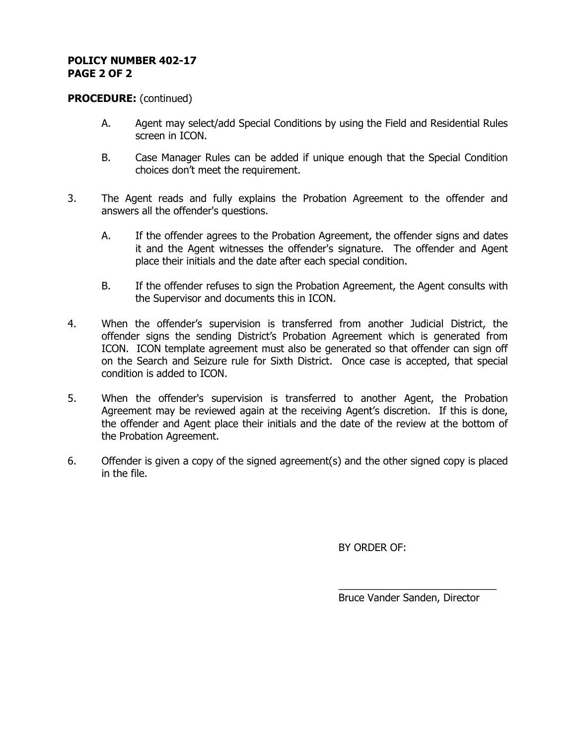**PROCEDURE:** (continued)

   A. Agent may select/add Special Conditions by using the Field and Residential Rules screen in ICON.

   B. Case Manager Rules can be added if unique enough that the Special Condition choices don't meet the requirement.

3. The Agent reads and fully explains the Probation Agreement to the offender and answers all the offender's questions.

   A. If the offender agrees to the Probation Agreement, the offender signs and dates it and the Agent witnesses the offender's signature. The offender and Agent place their initials and the date after each special condition.

   B. If the offender refuses to sign the Probation Agreement, the Agent consults with the Supervisor and documents this in ICON.

4. When the offender's supervision is transferred from another Judicial District, the offender signs the sending District's Probation Agreement which is generated from ICON. ICON template agreement must also be generated so that offender can sign off on the Search and Seizure rule for Sixth District. Once case is accepted, that special condition is added to ICON.

5. When the offender's supervision is transferred to another Agent, the Probation Agreement may be reviewed again at the receiving Agent's discretion. If this is done, the offender and Agent place their initials and the date of the review at the bottom of the Probation Agreement.

6. Offender is given a copy of the signed agreement(s) and the other signed copy is placed in the file.

BY ORDER OF:

\_\_\_\_\_\_\_\_\_\_\_\_\_\_\_\_\_\_\_\_\_\_\_\_\_\_\_\_\_\_

Bruce Vander Sanden, Director